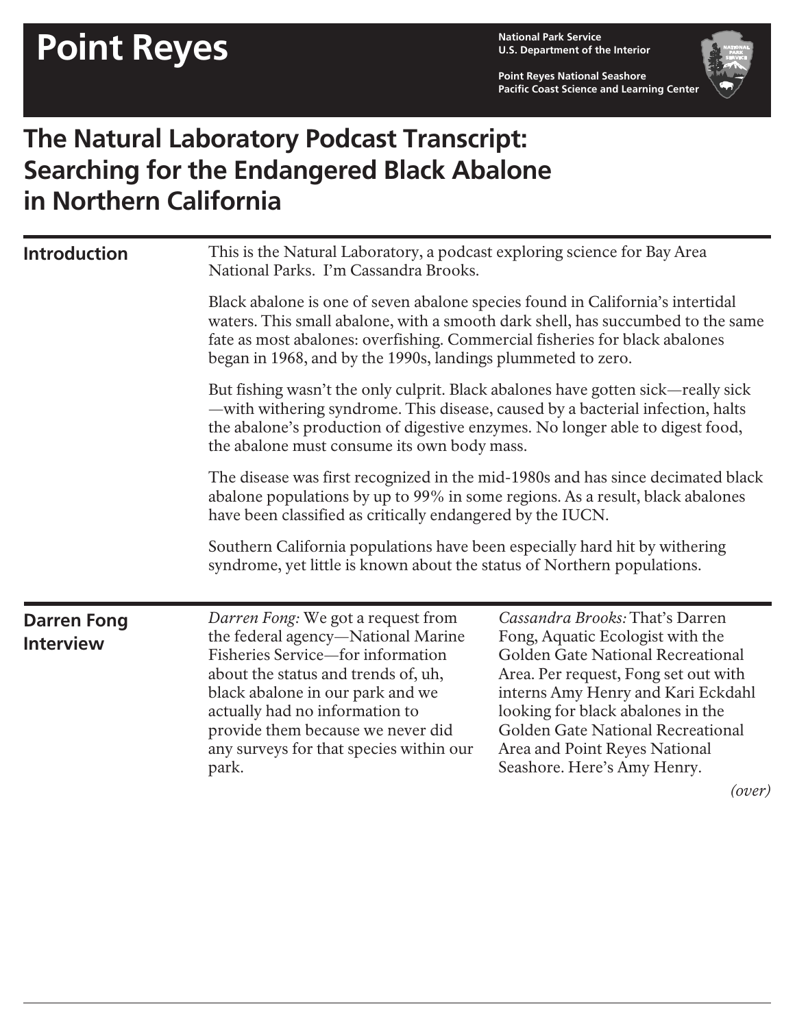# Point Reyes

National Park Service
U.S. Department of the Interior

Point Reyes National Seashore
Pacific Coast Science and Learning Center

## The Natural Laboratory Podcast Transcript: Searching for the Endangered Black Abalone in Northern California

### Introduction

This is the Natural Laboratory, a podcast exploring science for Bay Area National Parks. I'm Cassandra Brooks.

Black abalone is one of seven abalone species found in California's intertidal waters. This small abalone, with a smooth dark shell, has succumbed to the same fate as most abalones: overfishing. Commercial fisheries for black abalones began in 1968, and by the 1990s, landings plummeted to zero.

But fishing wasn't the only culprit. Black abalones have gotten sick—really sick—with withering syndrome. This disease, caused by a bacterial infection, halts the abalone's production of digestive enzymes. No longer able to digest food, the abalone must consume its own body mass.

The disease was first recognized in the mid-1980s and has since decimated black abalone populations by up to 99% in some regions. As a result, black abalones have been classified as critically endangered by the IUCN.

Southern California populations have been especially hard hit by withering syndrome, yet little is known about the status of Northern populations.

### Darren Fong Interview

*Darren Fong:* We got a request from the federal agency—National Marine Fisheries Service—for information about the status and trends of, uh, black abalone in our park and we actually had no information to provide them because we never did any surveys for that species within our park.

*Cassandra Brooks:* That's Darren Fong, Aquatic Ecologist with the Golden Gate National Recreational Area. Per request, Fong set out with interns Amy Henry and Kari Eckdahl looking for black abalones in the Golden Gate National Recreational Area and Point Reyes National Seashore. Here's Amy Henry.

*(over)*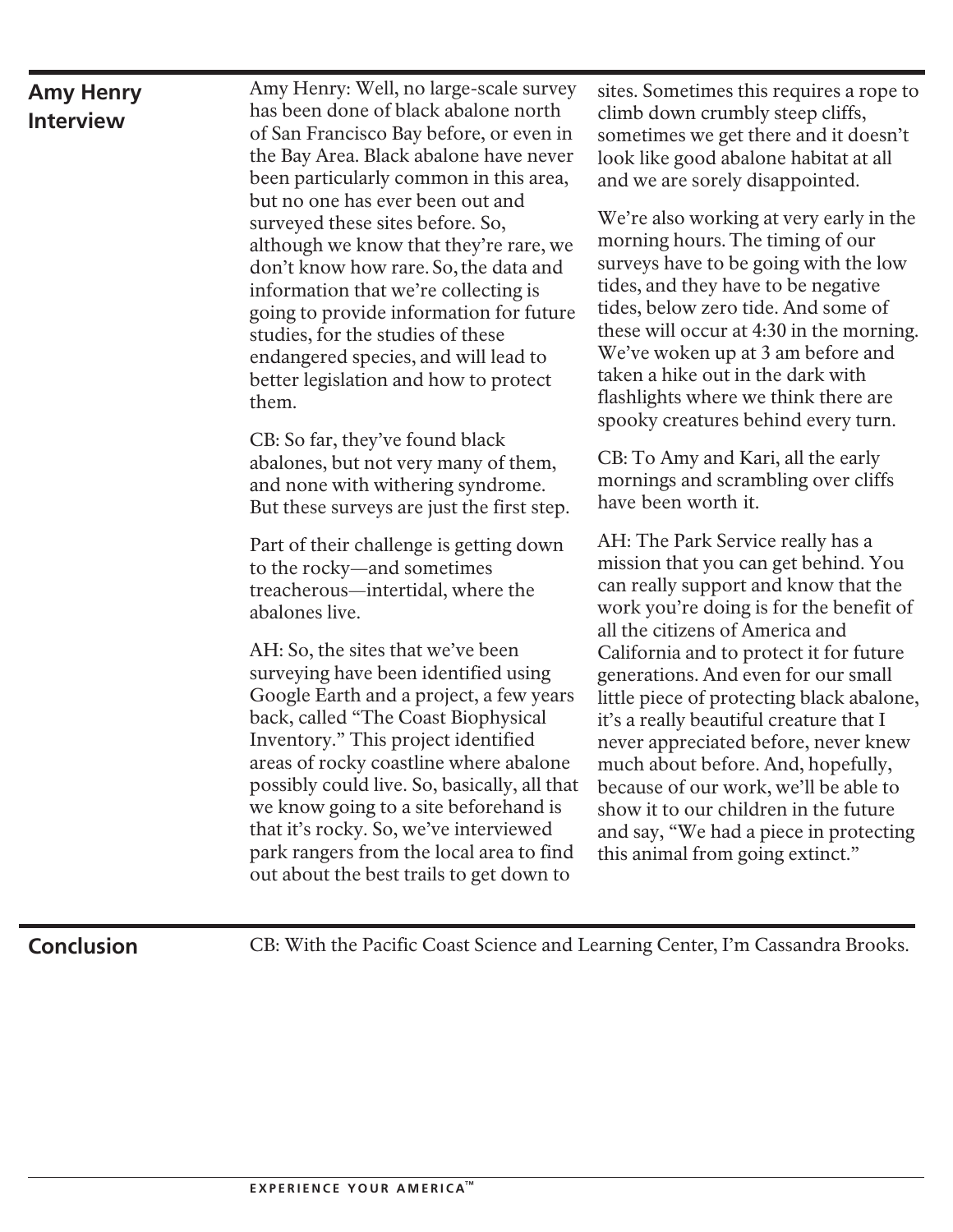## Amy Henry Interview

Amy Henry: Well, no large-scale survey has been done of black abalone north of San Francisco Bay before, or even in the Bay Area. Black abalone have never been particularly common in this area, but no one has ever been out and surveyed these sites before. So, although we know that they're rare, we don't know how rare. So, the data and information that we're collecting is going to provide information for future studies, for the studies of these endangered species, and will lead to better legislation and how to protect them.

CB: So far, they've found black abalones, but not very many of them, and none with withering syndrome. But these surveys are just the first step.

Part of their challenge is getting down to the rocky—and sometimes treacherous—intertidal, where the abalones live.

AH: So, the sites that we've been surveying have been identified using Google Earth and a project, a few years back, called "The Coast Biophysical Inventory." This project identified areas of rocky coastline where abalone possibly could live. So, basically, all that we know going to a site beforehand is that it's rocky. So, we've interviewed park rangers from the local area to find out about the best trails to get down to sites. Sometimes this requires a rope to climb down crumbly steep cliffs, sometimes we get there and it doesn't look like good abalone habitat at all and we are sorely disappointed.

We're also working at very early in the morning hours. The timing of our surveys have to be going with the low tides, and they have to be negative tides, below zero tide. And some of these will occur at 4:30 in the morning. We've woken up at 3 am before and taken a hike out in the dark with flashlights where we think there are spooky creatures behind every turn.

CB: To Amy and Kari, all the early mornings and scrambling over cliffs have been worth it.

AH: The Park Service really has a mission that you can get behind. You can really support and know that the work you're doing is for the benefit of all the citizens of America and California and to protect it for future generations. And even for our small little piece of protecting black abalone, it's a really beautiful creature that I never appreciated before, never knew much about before. And, hopefully, because of our work, we'll be able to show it to our children in the future and say, "We had a piece in protecting this animal from going extinct."

## Conclusion

CB: With the Pacific Coast Science and Learning Center, I'm Cassandra Brooks.